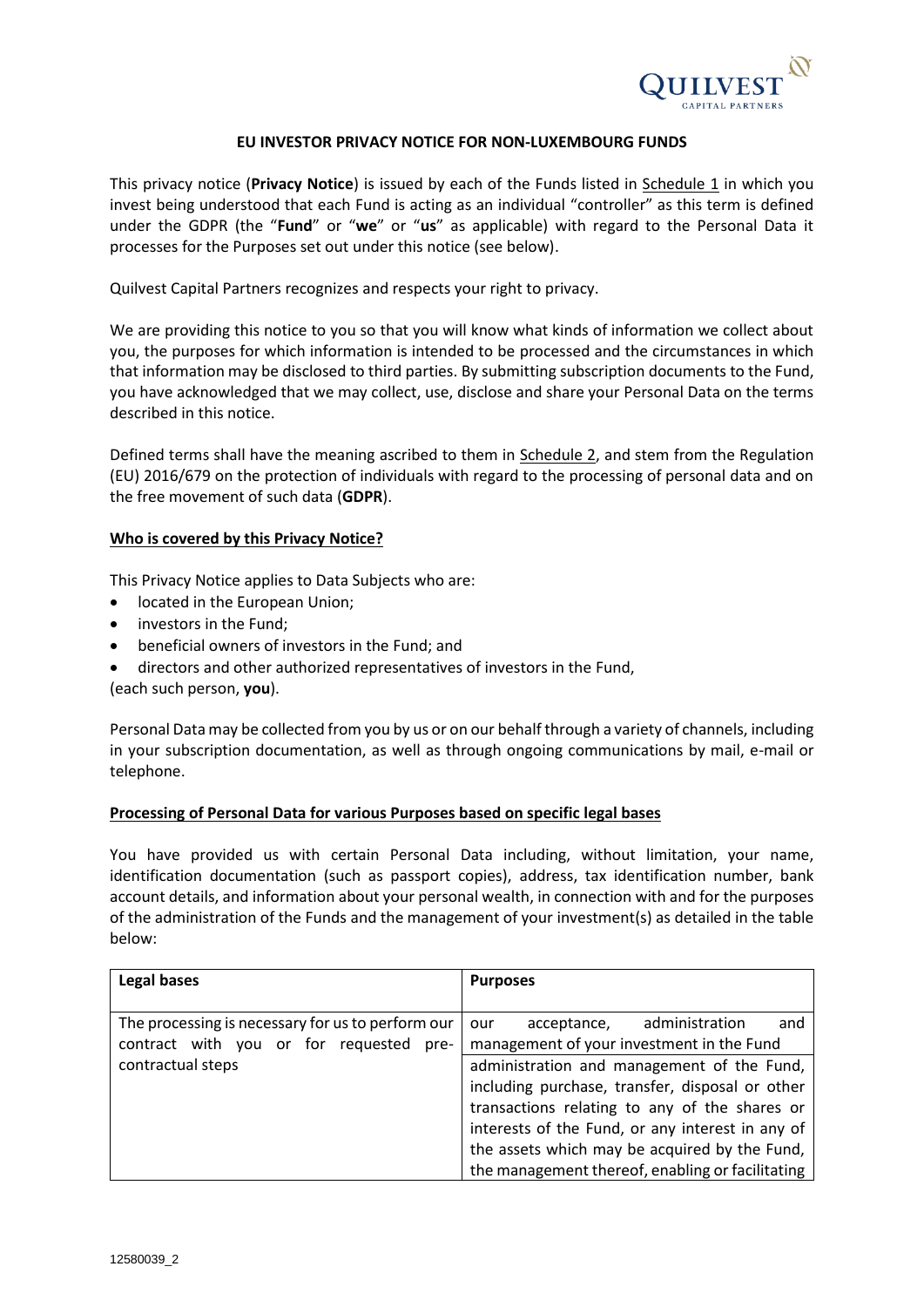## EU INVESTOR PRIVACY NOTICE FOR NON-LUXEMBOURG FUNDS

This privacy notice (**Privacy Notice**) is issued by each of the Funds listed in Schedule 1 in which you invest being understood that each Fund is acting as an individual "controller" as this term is defined under the GDPR (the "**Fund**" or "**we**" or "**us**" as applicable) with regard to the Personal Data it processes for the Purposes set out under this notice (see below).

Quilvest Capital Partners recognizes and respects your right to privacy.

We are providing this notice to you so that you will know what kinds of information we collect about you, the purposes for which information is intended to be processed and the circumstances in which that information may be disclosed to third parties. By submitting subscription documents to the Fund, you have acknowledged that we may collect, use, disclose and share your Personal Data on the terms described in this notice.

Defined terms shall have the meaning ascribed to them in Schedule 2, and stem from the Regulation (EU) 2016/679 on the protection of individuals with regard to the processing of personal data and on the free movement of such data (**GDPR**).

### Who is covered by this Privacy Notice?

This Privacy Notice applies to Data Subjects who are:

- located in the European Union;
- investors in the Fund;
- beneficial owners of investors in the Fund; and
- directors and other authorized representatives of investors in the Fund,

(each such person, **you**).

Personal Data may be collected from you by us or on our behalf through a variety of channels, including in your subscription documentation, as well as through ongoing communications by mail, e-mail or telephone.

### Processing of Personal Data for various Purposes based on specific legal bases

You have provided us with certain Personal Data including, without limitation, your name, identification documentation (such as passport copies), address, tax identification number, bank account details, and information about your personal wealth, in connection with and for the purposes of the administration of the Funds and the management of your investment(s) as detailed in the table below:

| Legal bases | Purposes |
|---|---|
| The processing is necessary for us to perform our contract with you or for requested pre-contractual steps | our acceptance, administration and management of your investment in the Fund |
| | administration and management of the Fund, including purchase, transfer, disposal or other transactions relating to any of the shares or interests of the Fund, or any interest in any of the assets which may be acquired by the Fund, the management thereof, enabling or facilitating |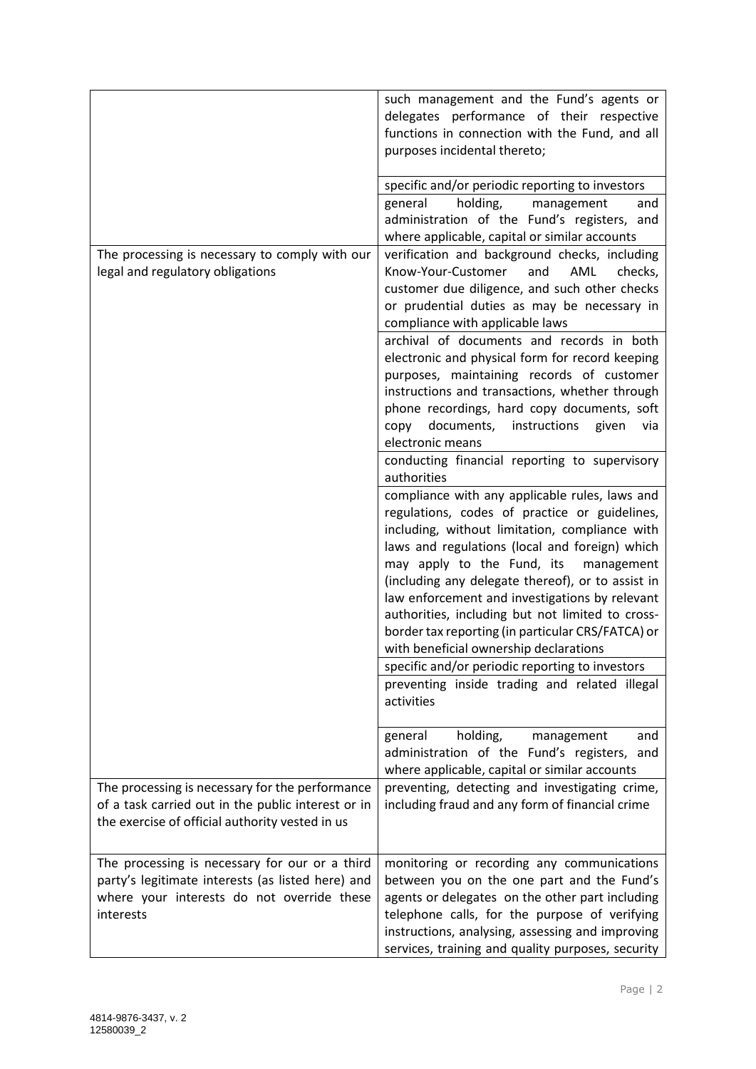| | |
|---|---|
| | such management and the Fund's agents or delegates performance of their respective functions in connection with the Fund, and all purposes incidental thereto; |
| | specific and/or periodic reporting to investors |
| | general holding, management and administration of the Fund's registers, and where applicable, capital or similar accounts |
| The processing is necessary to comply with our legal and regulatory obligations | verification and background checks, including Know-Your-Customer and AML checks, customer due diligence, and such other checks or prudential duties as may be necessary in compliance with applicable laws |
| | archival of documents and records in both electronic and physical form for record keeping purposes, maintaining records of customer instructions and transactions, whether through phone recordings, hard copy documents, soft copy documents, instructions given via electronic means |
| | conducting financial reporting to supervisory authorities |
| | compliance with any applicable rules, laws and regulations, codes of practice or guidelines, including, without limitation, compliance with laws and regulations (local and foreign) which may apply to the Fund, its management (including any delegate thereof), or to assist in law enforcement and investigations by relevant authorities, including but not limited to cross-border tax reporting (in particular CRS/FATCA) or with beneficial ownership declarations |
| | specific and/or periodic reporting to investors |
| | preventing inside trading and related illegal activities |
| | general holding, management and administration of the Fund's registers, and where applicable, capital or similar accounts |
| The processing is necessary for the performance of a task carried out in the public interest or in the exercise of official authority vested in us | preventing, detecting and investigating crime, including fraud and any form of financial crime |
| The processing is necessary for our or a third party's legitimate interests (as listed here) and where your interests do not override these interests | monitoring or recording any communications between you on the one part and the Fund's agents or delegates on the other part including telephone calls, for the purpose of verifying instructions, analysing, assessing and improving services, training and quality purposes, security |

4814-9876-3437, v. 2
12580039_2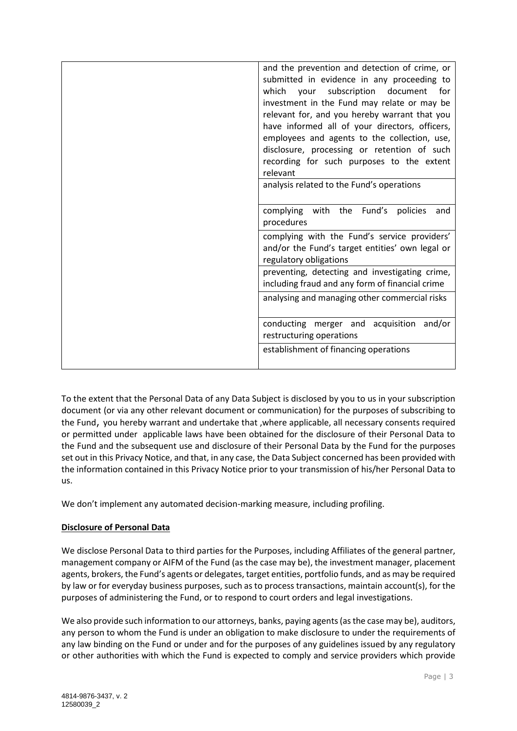| | |
|---|---|
| | and the prevention and detection of crime, or submitted in evidence in any proceeding to which your subscription document for investment in the Fund may relate or may be relevant for, and you hereby warrant that you have informed all of your directors, officers, employees and agents to the collection, use, disclosure, processing or retention of such recording for such purposes to the extent relevant |
| | analysis related to the Fund's operations |
| | complying with the Fund's policies and procedures |
| | complying with the Fund's service providers' and/or the Fund's target entities' own legal or regulatory obligations |
| | preventing, detecting and investigating crime, including fraud and any form of financial crime |
| | analysing and managing other commercial risks |
| | conducting merger and acquisition and/or restructuring operations |
| | establishment of financing operations |

To the extent that the Personal Data of any Data Subject is disclosed by you to us in your subscription document (or via any other relevant document or communication) for the purposes of subscribing to the Fund, you hereby warrant and undertake that ,where applicable, all necessary consents required or permitted under applicable laws have been obtained for the disclosure of their Personal Data to the Fund and the subsequent use and disclosure of their Personal Data by the Fund for the purposes set out in this Privacy Notice, and that, in any case, the Data Subject concerned has been provided with the information contained in this Privacy Notice prior to your transmission of his/her Personal Data to us.

We don't implement any automated decision-marking measure, including profiling.

**Disclosure of Personal Data**

We disclose Personal Data to third parties for the Purposes, including Affiliates of the general partner, management company or AIFM of the Fund (as the case may be), the investment manager, placement agents, brokers, the Fund's agents or delegates, target entities, portfolio funds, and as may be required by law or for everyday business purposes, such as to process transactions, maintain account(s), for the purposes of administering the Fund, or to respond to court orders and legal investigations.

We also provide such information to our attorneys, banks, paying agents (as the case may be), auditors, any person to whom the Fund is under an obligation to make disclosure to under the requirements of any law binding on the Fund or under and for the purposes of any guidelines issued by any regulatory or other authorities with which the Fund is expected to comply and service providers which provide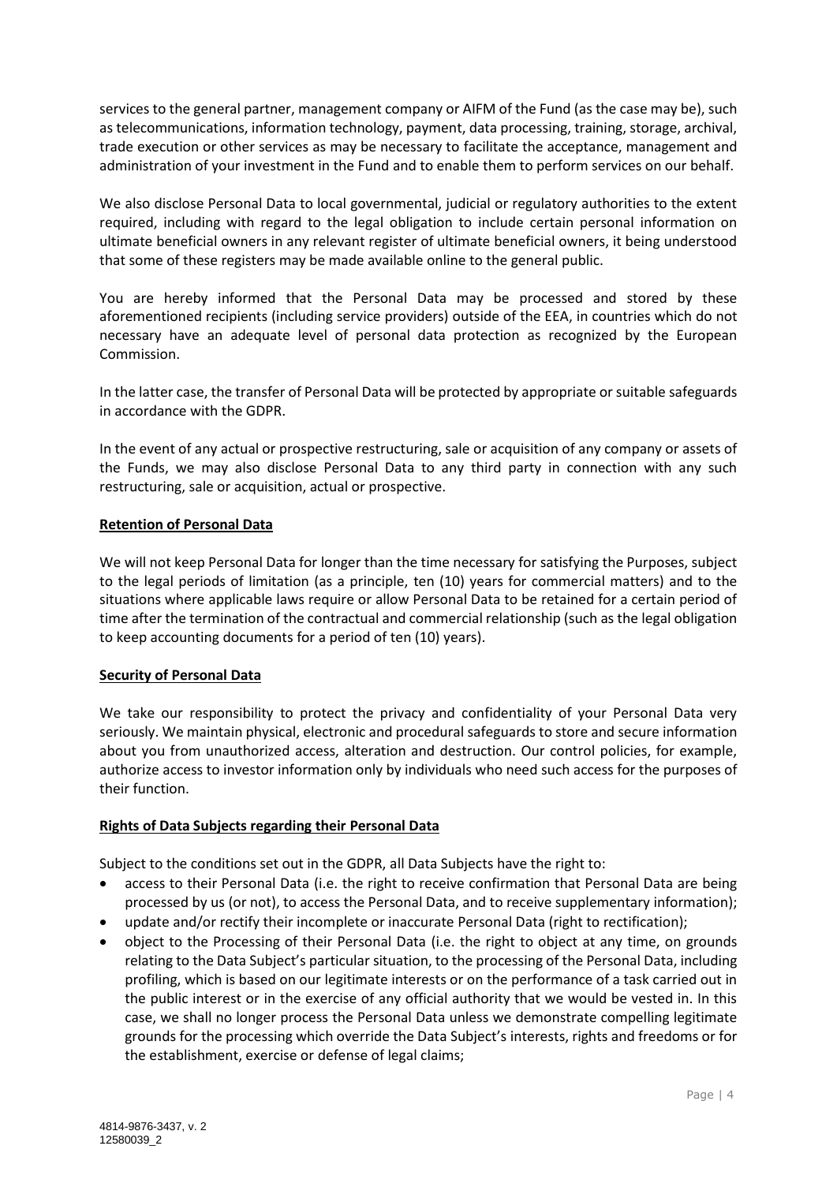services to the general partner, management company or AIFM of the Fund (as the case may be), such as telecommunications, information technology, payment, data processing, training, storage, archival, trade execution or other services as may be necessary to facilitate the acceptance, management and administration of your investment in the Fund and to enable them to perform services on our behalf.

We also disclose Personal Data to local governmental, judicial or regulatory authorities to the extent required, including with regard to the legal obligation to include certain personal information on ultimate beneficial owners in any relevant register of ultimate beneficial owners, it being understood that some of these registers may be made available online to the general public.

You are hereby informed that the Personal Data may be processed and stored by these aforementioned recipients (including service providers) outside of the EEA, in countries which do not necessary have an adequate level of personal data protection as recognized by the European Commission.

In the latter case, the transfer of Personal Data will be protected by appropriate or suitable safeguards in accordance with the GDPR.

In the event of any actual or prospective restructuring, sale or acquisition of any company or assets of the Funds, we may also disclose Personal Data to any third party in connection with any such restructuring, sale or acquisition, actual or prospective.

**Retention of Personal Data**

We will not keep Personal Data for longer than the time necessary for satisfying the Purposes, subject to the legal periods of limitation (as a principle, ten (10) years for commercial matters) and to the situations where applicable laws require or allow Personal Data to be retained for a certain period of time after the termination of the contractual and commercial relationship (such as the legal obligation to keep accounting documents for a period of ten (10) years).

**Security of Personal Data**

We take our responsibility to protect the privacy and confidentiality of your Personal Data very seriously. We maintain physical, electronic and procedural safeguards to store and secure information about you from unauthorized access, alteration and destruction. Our control policies, for example, authorize access to investor information only by individuals who need such access for the purposes of their function.

**Rights of Data Subjects regarding their Personal Data**

Subject to the conditions set out in the GDPR, all Data Subjects have the right to:

- access to their Personal Data (i.e. the right to receive confirmation that Personal Data are being processed by us (or not), to access the Personal Data, and to receive supplementary information);
- update and/or rectify their incomplete or inaccurate Personal Data (right to rectification);
- object to the Processing of their Personal Data (i.e. the right to object at any time, on grounds relating to the Data Subject's particular situation, to the processing of the Personal Data, including profiling, which is based on our legitimate interests or on the performance of a task carried out in the public interest or in the exercise of any official authority that we would be vested in. In this case, we shall no longer process the Personal Data unless we demonstrate compelling legitimate grounds for the processing which override the Data Subject's interests, rights and freedoms or for the establishment, exercise or defense of legal claims;

4814-9876-3437, v. 2
12580039_2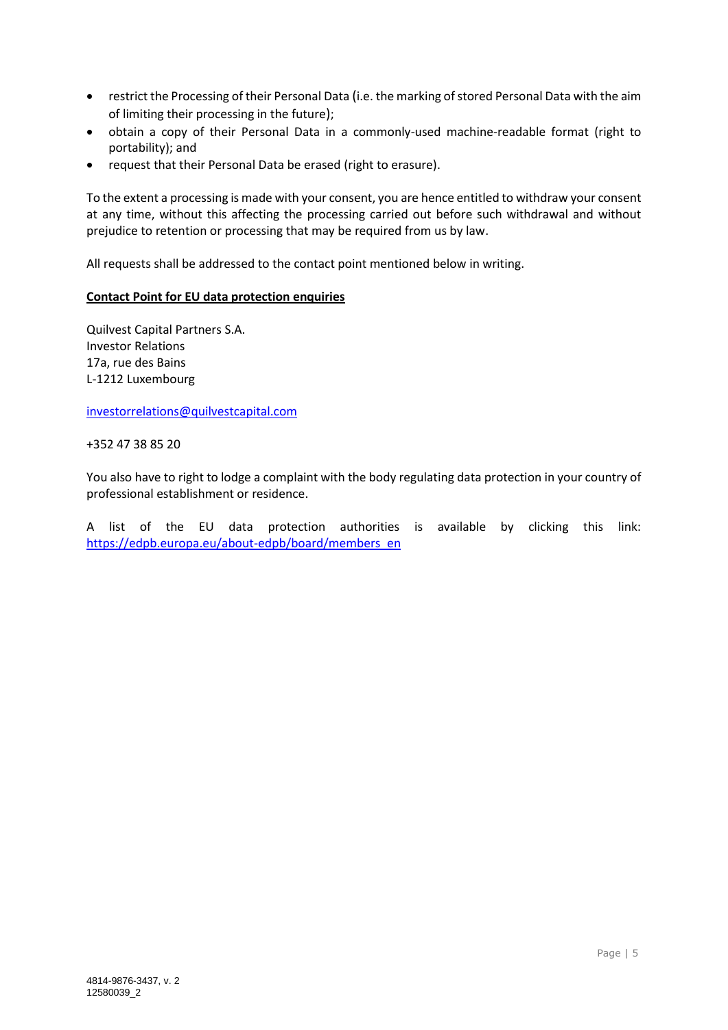- restrict the Processing of their Personal Data (i.e. the marking of stored Personal Data with the aim of limiting their processing in the future);
- obtain a copy of their Personal Data in a commonly-used machine-readable format (right to portability); and
- request that their Personal Data be erased (right to erasure).

To the extent a processing is made with your consent, you are hence entitled to withdraw your consent at any time, without this affecting the processing carried out before such withdrawal and without prejudice to retention or processing that may be required from us by law.

All requests shall be addressed to the contact point mentioned below in writing.

**Contact Point for EU data protection enquiries**

Quilvest Capital Partners S.A.
Investor Relations
17a, rue des Bains
L-1212 Luxembourg

investorrelations@quilvestcapital.com

+352 47 38 85 20

You also have to right to lodge a complaint with the body regulating data protection in your country of professional establishment or residence.

A list of the EU data protection authorities is available by clicking this link: https://edpb.europa.eu/about-edpb/board/members_en

4814-9876-3437, v. 2
12580039_2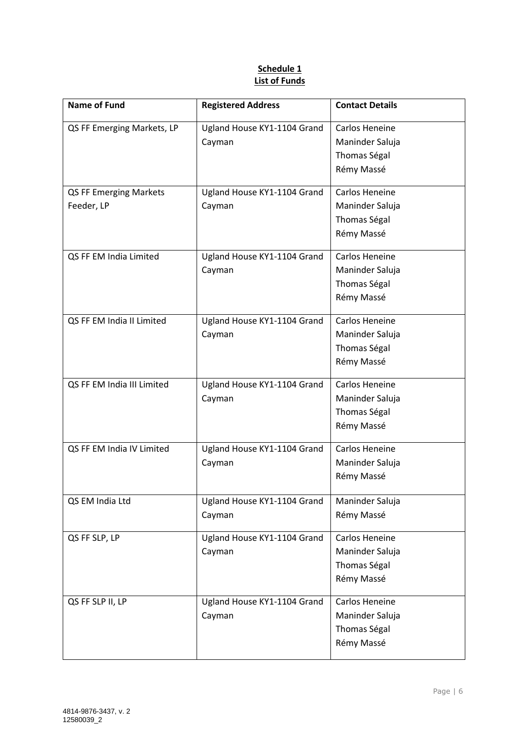**Schedule 1**
**List of Funds**

| Name of Fund | Registered Address | Contact Details |
|---|---|---|
| QS FF Emerging Markets, LP | Ugland House KY1-1104 Grand Cayman | Carlos Heneine<br>Maninder Saluja<br>Thomas Ségal<br>Rémy Massé |
| QS FF Emerging Markets Feeder, LP | Ugland House KY1-1104 Grand Cayman | Carlos Heneine<br>Maninder Saluja<br>Thomas Ségal<br>Rémy Massé |
| QS FF EM India Limited | Ugland House KY1-1104 Grand Cayman | Carlos Heneine<br>Maninder Saluja<br>Thomas Ségal<br>Rémy Massé |
| QS FF EM India II Limited | Ugland House KY1-1104 Grand Cayman | Carlos Heneine<br>Maninder Saluja<br>Thomas Ségal<br>Rémy Massé |
| QS FF EM India III Limited | Ugland House KY1-1104 Grand Cayman | Carlos Heneine<br>Maninder Saluja<br>Thomas Ségal<br>Rémy Massé |
| QS FF EM India IV Limited | Ugland House KY1-1104 Grand Cayman | Carlos Heneine<br>Maninder Saluja<br>Rémy Massé |
| QS EM India Ltd | Ugland House KY1-1104 Grand Cayman | Maninder Saluja<br>Rémy Massé |
| QS FF SLP, LP | Ugland House KY1-1104 Grand Cayman | Carlos Heneine<br>Maninder Saluja<br>Thomas Ségal<br>Rémy Massé |
| QS FF SLP II, LP | Ugland House KY1-1104 Grand Cayman | Carlos Heneine<br>Maninder Saluja<br>Thomas Ségal<br>Rémy Massé |

4814-9876-3437, v. 2
12580039_2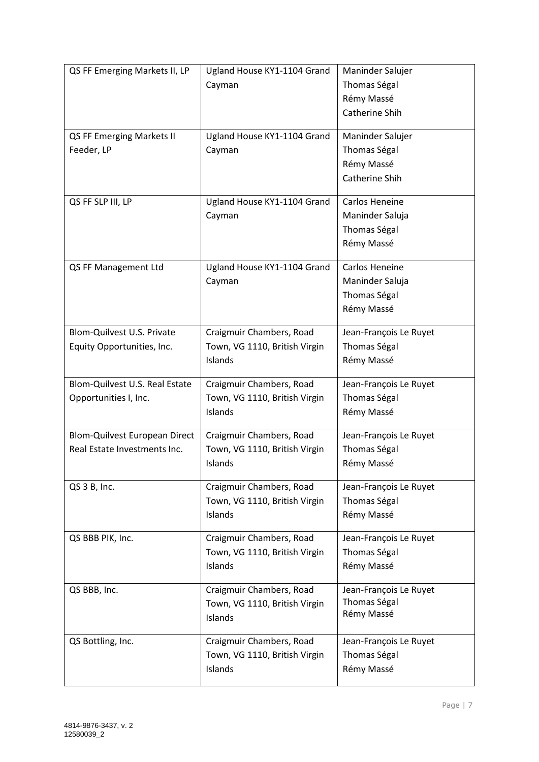| QS FF Emerging Markets II, LP | Ugland House KY1-1104 Grand Cayman | Maninder Salujer<br>Thomas Ségal<br>Rémy Massé<br>Catherine Shih |
|---|---|---|
| QS FF Emerging Markets II Feeder, LP | Ugland House KY1-1104 Grand Cayman | Maninder Salujer<br>Thomas Ségal<br>Rémy Massé<br>Catherine Shih |
| QS FF SLP III, LP | Ugland House KY1-1104 Grand Cayman | Carlos Heneine<br>Maninder Saluja<br>Thomas Ségal<br>Rémy Massé |
| QS FF Management Ltd | Ugland House KY1-1104 Grand Cayman | Carlos Heneine<br>Maninder Saluja<br>Thomas Ségal<br>Rémy Massé |
| Blom-Quilvest U.S. Private Equity Opportunities, Inc. | Craigmuir Chambers, Road Town, VG 1110, British Virgin Islands | Jean-François Le Ruyet<br>Thomas Ségal<br>Rémy Massé |
| Blom-Quilvest U.S. Real Estate Opportunities I, Inc. | Craigmuir Chambers, Road Town, VG 1110, British Virgin Islands | Jean-François Le Ruyet<br>Thomas Ségal<br>Rémy Massé |
| Blom-Quilvest European Direct Real Estate Investments Inc. | Craigmuir Chambers, Road Town, VG 1110, British Virgin Islands | Jean-François Le Ruyet<br>Thomas Ségal<br>Rémy Massé |
| QS 3 B, Inc. | Craigmuir Chambers, Road Town, VG 1110, British Virgin Islands | Jean-François Le Ruyet<br>Thomas Ségal<br>Rémy Massé |
| QS BBB PIK, Inc. | Craigmuir Chambers, Road Town, VG 1110, British Virgin Islands | Jean-François Le Ruyet<br>Thomas Ségal<br>Rémy Massé |
| QS BBB, Inc. | Craigmuir Chambers, Road Town, VG 1110, British Virgin Islands | Jean-François Le Ruyet<br>Thomas Ségal<br>Rémy Massé |
| QS Bottling, Inc. | Craigmuir Chambers, Road Town, VG 1110, British Virgin Islands | Jean-François Le Ruyet<br>Thomas Ségal<br>Rémy Massé |

4814-9876-3437, v. 2
12580039_2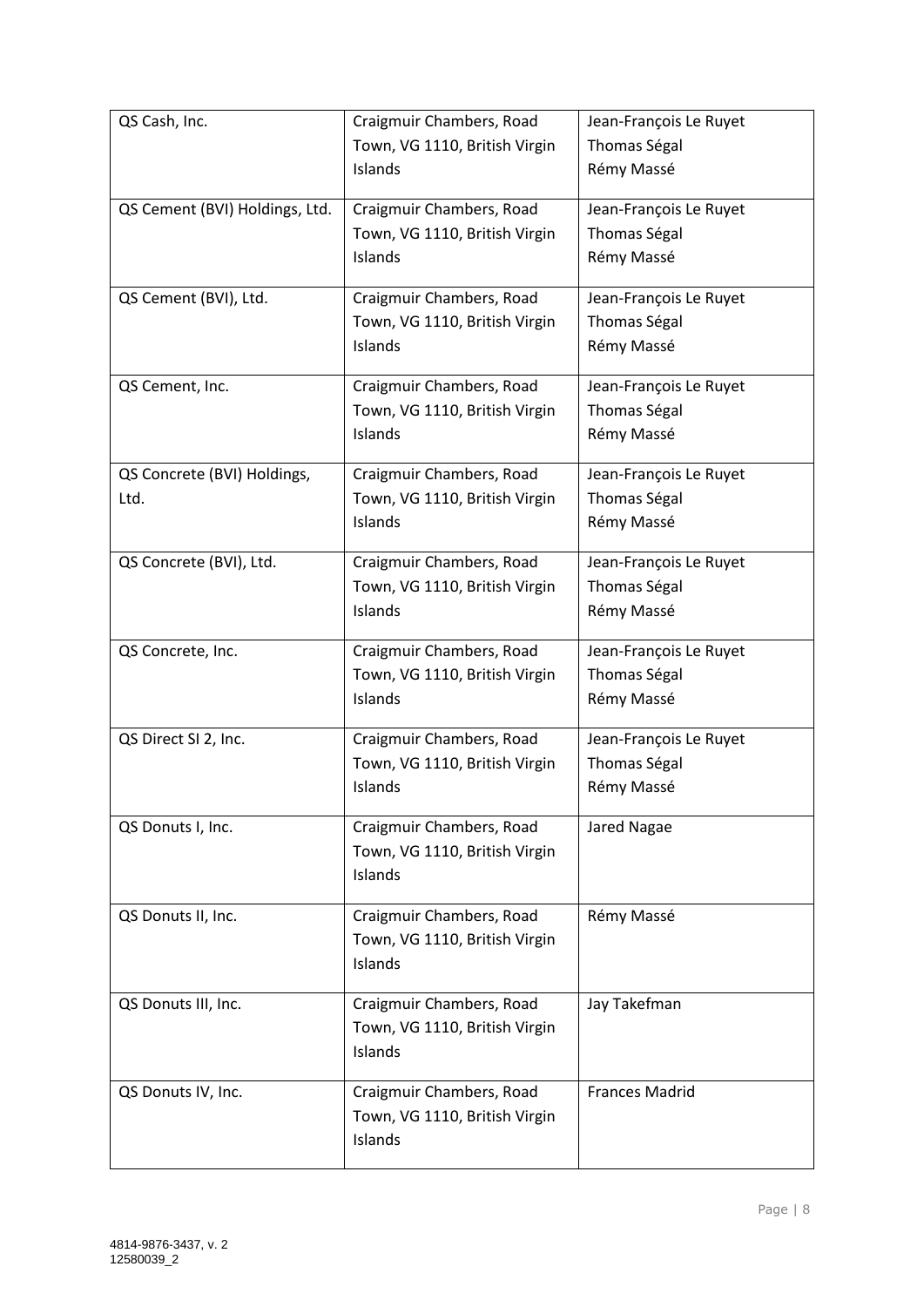| QS Cash, Inc. | Craigmuir Chambers, Road Town, VG 1110, British Virgin Islands | Jean-François Le Ruyet<br>Thomas Ségal<br>Rémy Massé |
|---|---|---|
| QS Cement (BVI) Holdings, Ltd. | Craigmuir Chambers, Road Town, VG 1110, British Virgin Islands | Jean-François Le Ruyet<br>Thomas Ségal<br>Rémy Massé |
| QS Cement (BVI), Ltd. | Craigmuir Chambers, Road Town, VG 1110, British Virgin Islands | Jean-François Le Ruyet<br>Thomas Ségal<br>Rémy Massé |
| QS Cement, Inc. | Craigmuir Chambers, Road Town, VG 1110, British Virgin Islands | Jean-François Le Ruyet<br>Thomas Ségal<br>Rémy Massé |
| QS Concrete (BVI) Holdings, Ltd. | Craigmuir Chambers, Road Town, VG 1110, British Virgin Islands | Jean-François Le Ruyet<br>Thomas Ségal<br>Rémy Massé |
| QS Concrete (BVI), Ltd. | Craigmuir Chambers, Road Town, VG 1110, British Virgin Islands | Jean-François Le Ruyet<br>Thomas Ségal<br>Rémy Massé |
| QS Concrete, Inc. | Craigmuir Chambers, Road Town, VG 1110, British Virgin Islands | Jean-François Le Ruyet<br>Thomas Ségal<br>Rémy Massé |
| QS Direct SI 2, Inc. | Craigmuir Chambers, Road Town, VG 1110, British Virgin Islands | Jean-François Le Ruyet<br>Thomas Ségal<br>Rémy Massé |
| QS Donuts I, Inc. | Craigmuir Chambers, Road Town, VG 1110, British Virgin Islands | Jared Nagae |
| QS Donuts II, Inc. | Craigmuir Chambers, Road Town, VG 1110, British Virgin Islands | Rémy Massé |
| QS Donuts III, Inc. | Craigmuir Chambers, Road Town, VG 1110, British Virgin Islands | Jay Takefman |
| QS Donuts IV, Inc. | Craigmuir Chambers, Road Town, VG 1110, British Virgin Islands | Frances Madrid |

4814-9876-3437, v. 2
12580039_2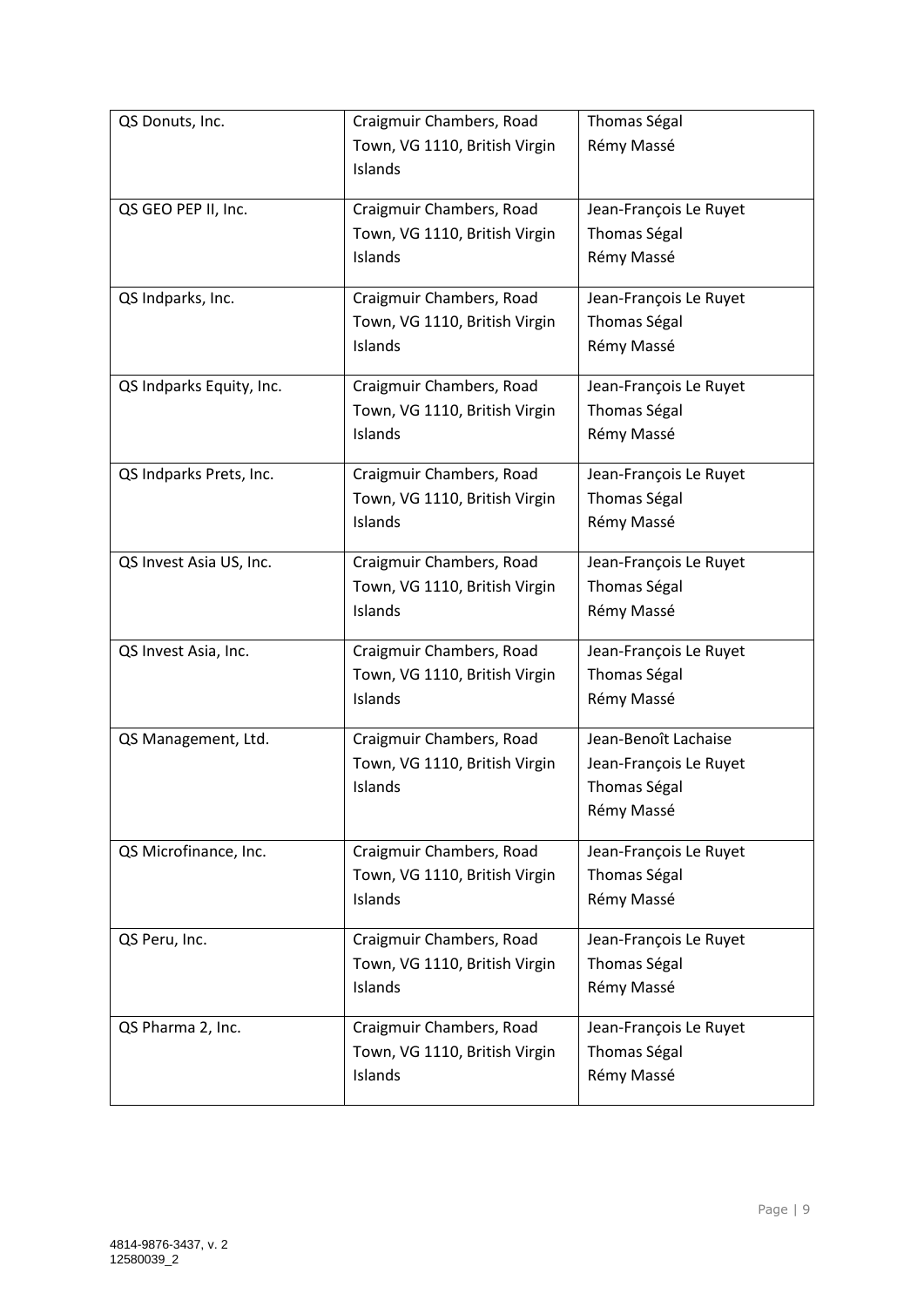| QS Donuts, Inc. | Craigmuir Chambers, Road Town, VG 1110, British Virgin Islands | Thomas Ségal<br>Rémy Massé |
|---|---|---|
| QS GEO PEP II, Inc. | Craigmuir Chambers, Road Town, VG 1110, British Virgin Islands | Jean-François Le Ruyet<br>Thomas Ségal<br>Rémy Massé |
| QS Indparks, Inc. | Craigmuir Chambers, Road Town, VG 1110, British Virgin Islands | Jean-François Le Ruyet<br>Thomas Ségal<br>Rémy Massé |
| QS Indparks Equity, Inc. | Craigmuir Chambers, Road Town, VG 1110, British Virgin Islands | Jean-François Le Ruyet<br>Thomas Ségal<br>Rémy Massé |
| QS Indparks Prets, Inc. | Craigmuir Chambers, Road Town, VG 1110, British Virgin Islands | Jean-François Le Ruyet<br>Thomas Ségal<br>Rémy Massé |
| QS Invest Asia US, Inc. | Craigmuir Chambers, Road Town, VG 1110, British Virgin Islands | Jean-François Le Ruyet<br>Thomas Ségal<br>Rémy Massé |
| QS Invest Asia, Inc. | Craigmuir Chambers, Road Town, VG 1110, British Virgin Islands | Jean-François Le Ruyet<br>Thomas Ségal<br>Rémy Massé |
| QS Management, Ltd. | Craigmuir Chambers, Road Town, VG 1110, British Virgin Islands | Jean-Benoît Lachaise<br>Jean-François Le Ruyet<br>Thomas Ségal<br>Rémy Massé |
| QS Microfinance, Inc. | Craigmuir Chambers, Road Town, VG 1110, British Virgin Islands | Jean-François Le Ruyet<br>Thomas Ségal<br>Rémy Massé |
| QS Peru, Inc. | Craigmuir Chambers, Road Town, VG 1110, British Virgin Islands | Jean-François Le Ruyet<br>Thomas Ségal<br>Rémy Massé |
| QS Pharma 2, Inc. | Craigmuir Chambers, Road Town, VG 1110, British Virgin Islands | Jean-François Le Ruyet<br>Thomas Ségal<br>Rémy Massé |

4814-9876-3437, v. 2
12580039_2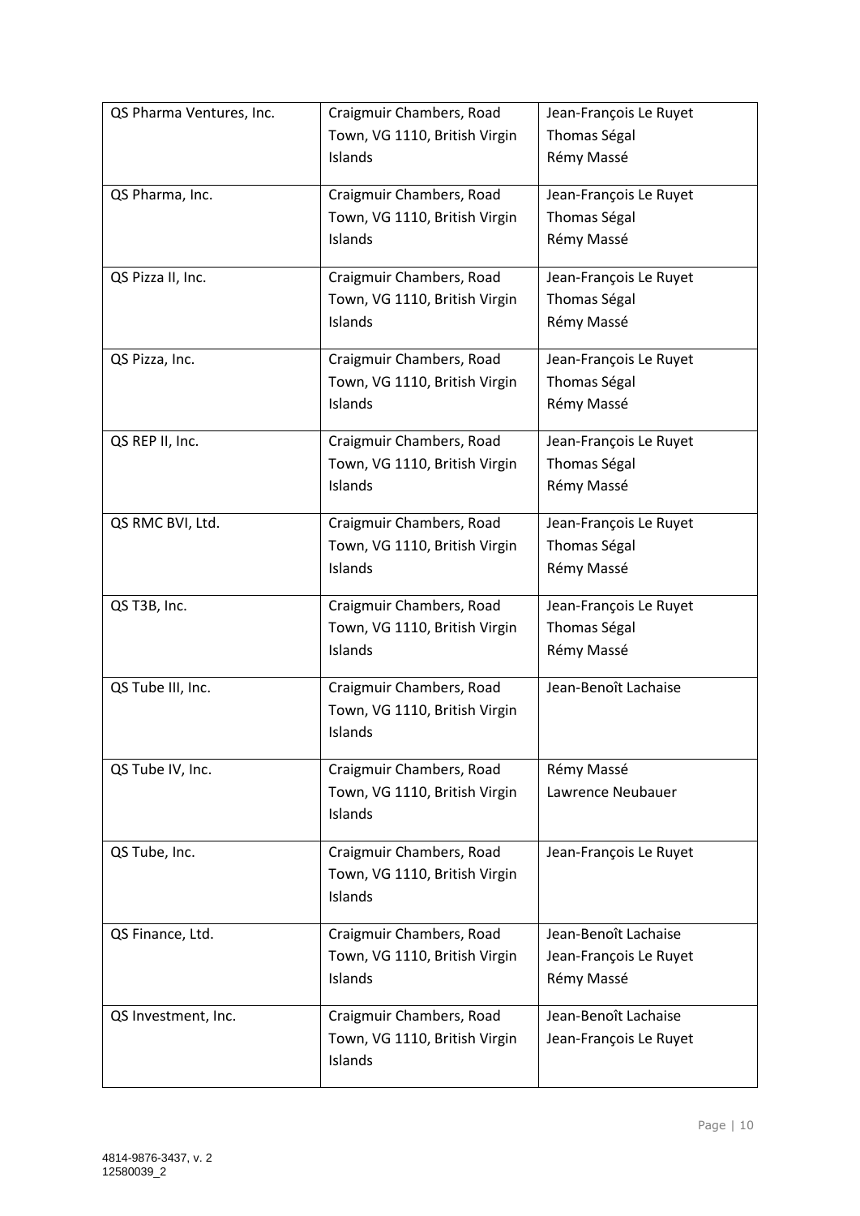| QS Pharma Ventures, Inc. | Craigmuir Chambers, Road Town, VG 1110, British Virgin Islands | Jean-François Le Ruyet<br>Thomas Ségal<br>Rémy Massé |
|---|---|---|
| QS Pharma, Inc. | Craigmuir Chambers, Road Town, VG 1110, British Virgin Islands | Jean-François Le Ruyet<br>Thomas Ségal<br>Rémy Massé |
| QS Pizza II, Inc. | Craigmuir Chambers, Road Town, VG 1110, British Virgin Islands | Jean-François Le Ruyet<br>Thomas Ségal<br>Rémy Massé |
| QS Pizza, Inc. | Craigmuir Chambers, Road Town, VG 1110, British Virgin Islands | Jean-François Le Ruyet<br>Thomas Ségal<br>Rémy Massé |
| QS REP II, Inc. | Craigmuir Chambers, Road Town, VG 1110, British Virgin Islands | Jean-François Le Ruyet<br>Thomas Ségal<br>Rémy Massé |
| QS RMC BVI, Ltd. | Craigmuir Chambers, Road Town, VG 1110, British Virgin Islands | Jean-François Le Ruyet<br>Thomas Ségal<br>Rémy Massé |
| QS T3B, Inc. | Craigmuir Chambers, Road Town, VG 1110, British Virgin Islands | Jean-François Le Ruyet<br>Thomas Ségal<br>Rémy Massé |
| QS Tube III, Inc. | Craigmuir Chambers, Road Town, VG 1110, British Virgin Islands | Jean-Benoît Lachaise |
| QS Tube IV, Inc. | Craigmuir Chambers, Road Town, VG 1110, British Virgin Islands | Rémy Massé<br>Lawrence Neubauer |
| QS Tube, Inc. | Craigmuir Chambers, Road Town, VG 1110, British Virgin Islands | Jean-François Le Ruyet |
| QS Finance, Ltd. | Craigmuir Chambers, Road Town, VG 1110, British Virgin Islands | Jean-Benoît Lachaise<br>Jean-François Le Ruyet<br>Rémy Massé |
| QS Investment, Inc. | Craigmuir Chambers, Road Town, VG 1110, British Virgin Islands | Jean-Benoît Lachaise<br>Jean-François Le Ruyet |

4814-9876-3437, v. 2
12580039_2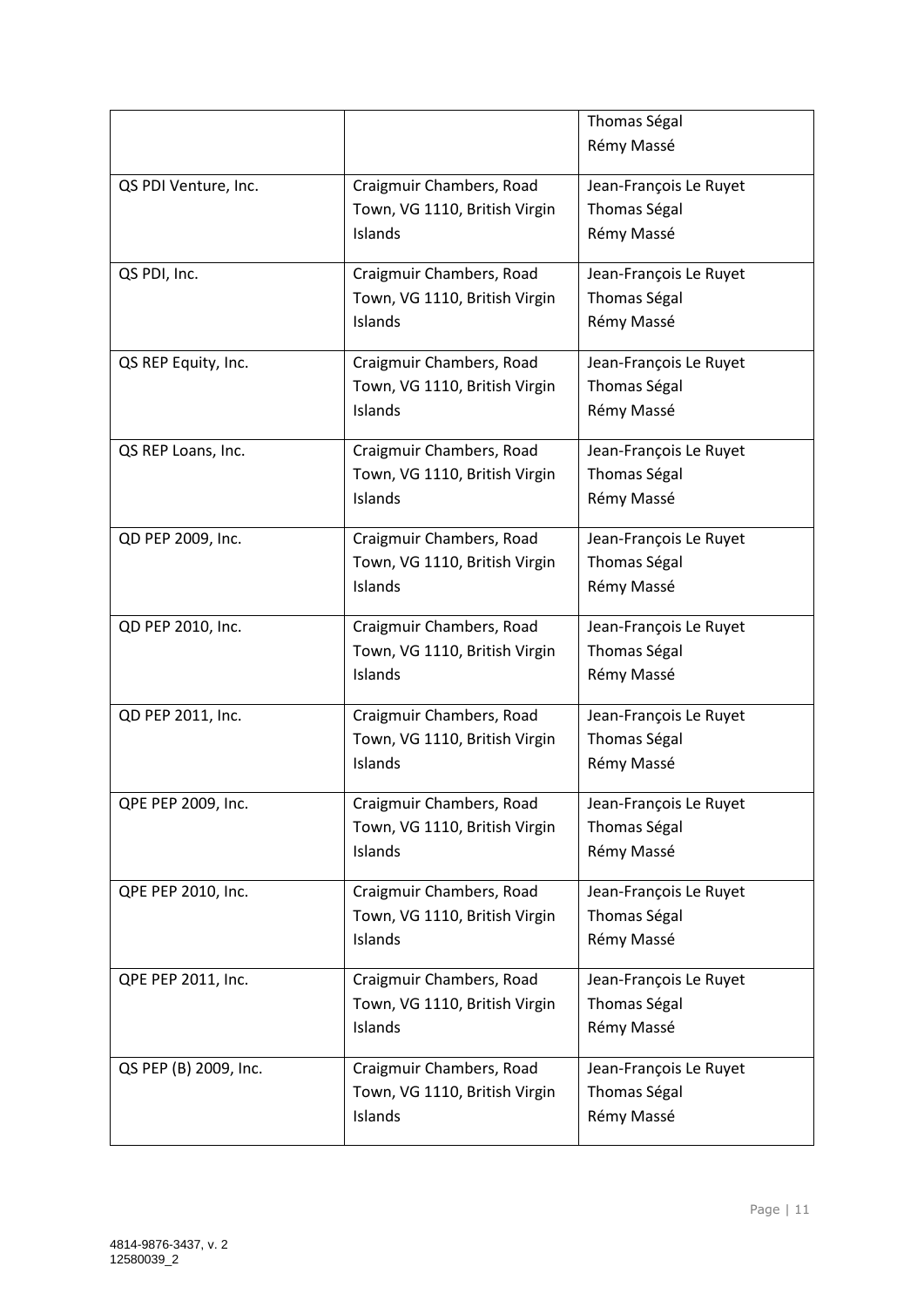| | | |
|---|---|---|
| | | Thomas Ségal<br>Rémy Massé |
| QS PDI Venture, Inc. | Craigmuir Chambers, Road Town, VG 1110, British Virgin Islands | Jean-François Le Ruyet<br>Thomas Ségal<br>Rémy Massé |
| QS PDI, Inc. | Craigmuir Chambers, Road Town, VG 1110, British Virgin Islands | Jean-François Le Ruyet<br>Thomas Ségal<br>Rémy Massé |
| QS REP Equity, Inc. | Craigmuir Chambers, Road Town, VG 1110, British Virgin Islands | Jean-François Le Ruyet<br>Thomas Ségal<br>Rémy Massé |
| QS REP Loans, Inc. | Craigmuir Chambers, Road Town, VG 1110, British Virgin Islands | Jean-François Le Ruyet<br>Thomas Ségal<br>Rémy Massé |
| QD PEP 2009, Inc. | Craigmuir Chambers, Road Town, VG 1110, British Virgin Islands | Jean-François Le Ruyet<br>Thomas Ségal<br>Rémy Massé |
| QD PEP 2010, Inc. | Craigmuir Chambers, Road Town, VG 1110, British Virgin Islands | Jean-François Le Ruyet<br>Thomas Ségal<br>Rémy Massé |
| QD PEP 2011, Inc. | Craigmuir Chambers, Road Town, VG 1110, British Virgin Islands | Jean-François Le Ruyet<br>Thomas Ségal<br>Rémy Massé |
| QPE PEP 2009, Inc. | Craigmuir Chambers, Road Town, VG 1110, British Virgin Islands | Jean-François Le Ruyet<br>Thomas Ségal<br>Rémy Massé |
| QPE PEP 2010, Inc. | Craigmuir Chambers, Road Town, VG 1110, British Virgin Islands | Jean-François Le Ruyet<br>Thomas Ségal<br>Rémy Massé |
| QPE PEP 2011, Inc. | Craigmuir Chambers, Road Town, VG 1110, British Virgin Islands | Jean-François Le Ruyet<br>Thomas Ségal<br>Rémy Massé |
| QS PEP (B) 2009, Inc. | Craigmuir Chambers, Road Town, VG 1110, British Virgin Islands | Jean-François Le Ruyet<br>Thomas Ségal<br>Rémy Massé |

4814-9876-3437, v. 2
12580039_2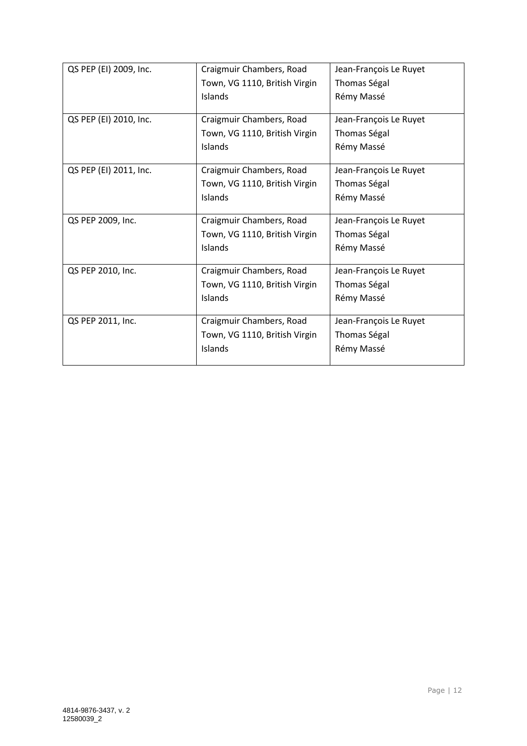| QS PEP (EI) 2009, Inc. | Craigmuir Chambers, Road Town, VG 1110, British Virgin Islands | Jean-François Le Ruyet<br>Thomas Ségal<br>Rémy Massé |
|---|---|---|
| QS PEP (EI) 2010, Inc. | Craigmuir Chambers, Road Town, VG 1110, British Virgin Islands | Jean-François Le Ruyet<br>Thomas Ségal<br>Rémy Massé |
| QS PEP (EI) 2011, Inc. | Craigmuir Chambers, Road Town, VG 1110, British Virgin Islands | Jean-François Le Ruyet<br>Thomas Ségal<br>Rémy Massé |
| QS PEP 2009, Inc. | Craigmuir Chambers, Road Town, VG 1110, British Virgin Islands | Jean-François Le Ruyet<br>Thomas Ségal<br>Rémy Massé |
| QS PEP 2010, Inc. | Craigmuir Chambers, Road Town, VG 1110, British Virgin Islands | Jean-François Le Ruyet<br>Thomas Ségal<br>Rémy Massé |
| QS PEP 2011, Inc. | Craigmuir Chambers, Road Town, VG 1110, British Virgin Islands | Jean-François Le Ruyet<br>Thomas Ségal<br>Rémy Massé |

4814-9876-3437, v. 2
12580039_2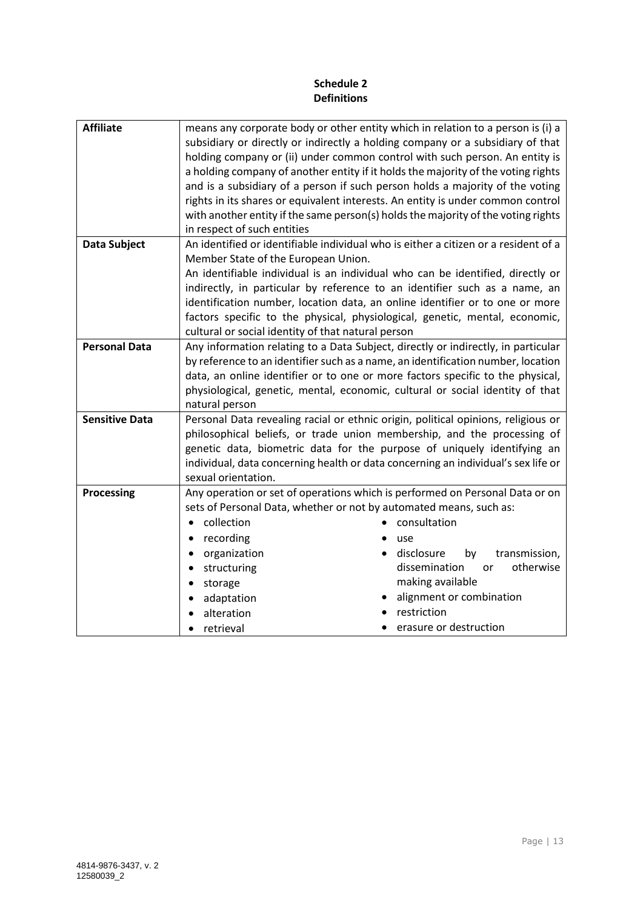# Schedule 2
# Definitions

| | |
|---|---|
| **Affiliate** | means any corporate body or other entity which in relation to a person is (i) a subsidiary or directly or indirectly a holding company or a subsidiary of that holding company or (ii) under common control with such person. An entity is a holding company of another entity if it holds the majority of the voting rights and is a subsidiary of a person if such person holds a majority of the voting rights in its shares or equivalent interests. An entity is under common control with another entity if the same person(s) holds the majority of the voting rights in respect of such entities |
| **Data Subject** | An identified or identifiable individual who is either a citizen or a resident of a Member State of the European Union.<br>An identifiable individual is an individual who can be identified, directly or indirectly, in particular by reference to an identifier such as a name, an identification number, location data, an online identifier or to one or more factors specific to the physical, physiological, genetic, mental, economic, cultural or social identity of that natural person |
| **Personal Data** | Any information relating to a Data Subject, directly or indirectly, in particular by reference to an identifier such as a name, an identification number, location data, an online identifier or to one or more factors specific to the physical, physiological, genetic, mental, economic, cultural or social identity of that natural person |
| **Sensitive Data** | Personal Data revealing racial or ethnic origin, political opinions, religious or philosophical beliefs, or trade union membership, and the processing of genetic data, biometric data for the purpose of uniquely identifying an individual, data concerning health or data concerning an individual's sex life or sexual orientation. |
| **Processing** | Any operation or set of operations which is performed on Personal Data or on sets of Personal Data, whether or not by automated means, such as:<br>• collection<br>• recording<br>• organization<br>• structuring<br>• storage<br>• adaptation<br>• alteration<br>• retrieval<br>• consultation<br>• use<br>• disclosure by transmission, dissemination or otherwise making available<br>• alignment or combination<br>• restriction<br>• erasure or destruction |

4814-9876-3437, v. 2
12580039_2